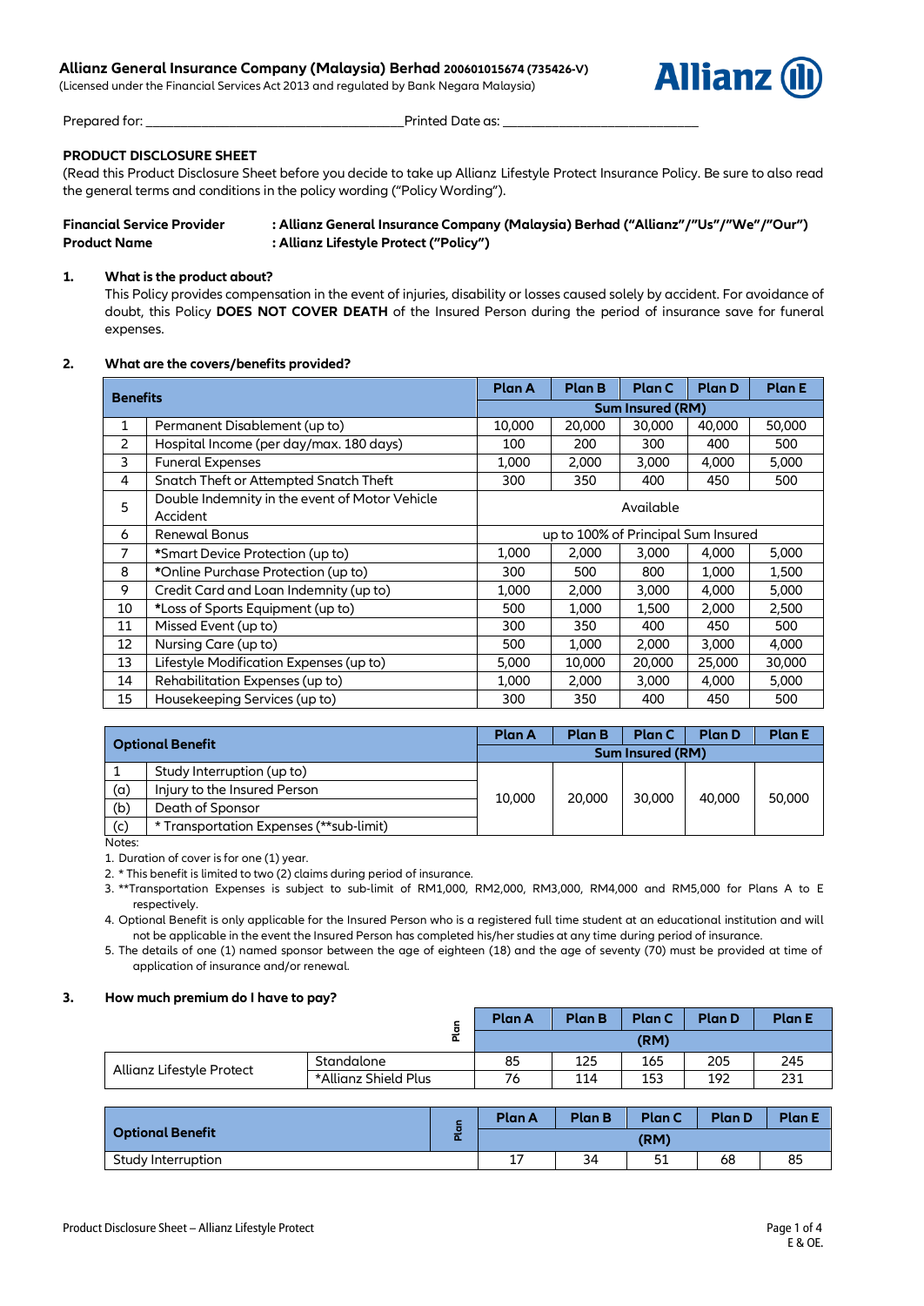**Allianz General Insurance Company (Malaysia) Berhad** 200601015674 (735426-V)
(Licensed under the Financial Services Act 2013 and regulated by Bank Negara Malaysia)

Prepared for: ______________________________ Printed Date as: ______________________

## PRODUCT DISCLOSURE SHEET

(Read this Product Disclosure Sheet before you decide to take up Allianz Lifestyle Protect Insurance Policy. Be sure to also read the general terms and conditions in the policy wording ("Policy Wording").

**Financial Service Provider** : **Allianz General Insurance Company (Malaysia) Berhad ("Allianz"/"Us"/"We"/"Our")**
**Product Name** : **Allianz Lifestyle Protect ("Policy")**

### 1. What is the product about?

This Policy provides compensation in the event of injuries, disability or losses caused solely by accident. For avoidance of doubt, this Policy **DOES NOT COVER DEATH** of the Insured Person during the period of insurance save for funeral expenses.

### 2. What are the covers/benefits provided?

| | **Benefits** | **Plan A** | **Plan B** | **Plan C** | **Plan D** | **Plan E** |
|---|---|---|---|---|---|---|
| | | **Sum Insured (RM)** | | | | |
| 1 | Permanent Disablement (up to) | 10,000 | 20,000 | 30,000 | 40,000 | 50,000 |
| 2 | Hospital Income (per day/max. 180 days) | 100 | 200 | 300 | 400 | 500 |
| 3 | Funeral Expenses | 1,000 | 2,000 | 3,000 | 4,000 | 5,000 |
| 4 | Snatch Theft or Attempted Snatch Theft | 300 | 350 | 400 | 450 | 500 |
| 5 | Double Indemnity in the event of Motor Vehicle Accident | Available | | | | |
| 6 | Renewal Bonus | up to 100% of Principal Sum Insured | | | | |
| 7 | *Smart Device Protection (up to) | 1,000 | 2,000 | 3,000 | 4,000 | 5,000 |
| 8 | *Online Purchase Protection (up to) | 300 | 500 | 800 | 1,000 | 1,500 |
| 9 | Credit Card and Loan Indemnity (up to) | 1,000 | 2,000 | 3,000 | 4,000 | 5,000 |
| 10 | *Loss of Sports Equipment (up to) | 500 | 1,000 | 1,500 | 2,000 | 2,500 |
| 11 | Missed Event (up to) | 300 | 350 | 400 | 450 | 500 |
| 12 | Nursing Care (up to) | 500 | 1,000 | 2,000 | 3,000 | 4,000 |
| 13 | Lifestyle Modification Expenses (up to) | 5,000 | 10,000 | 20,000 | 25,000 | 30,000 |
| 14 | Rehabilitation Expenses (up to) | 1,000 | 2,000 | 3,000 | 4,000 | 5,000 |
| 15 | Housekeeping Services (up to) | 300 | 350 | 400 | 450 | 500 |

| | **Optional Benefit** | **Plan A** | **Plan B** | **Plan C** | **Plan D** | **Plan E** |
|---|---|---|---|---|---|---|
| | | **Sum Insured (RM)** | | | | |
| 1 | Study Interruption (up to) | 10,000 | 20,000 | 30,000 | 40,000 | 50,000 |
| (a) | Injury to the Insured Person | | | | | |
| (b) | Death of Sponsor | | | | | |
| (c) | * Transportation Expenses (**sub-limit) | | | | | |

Notes:

1. Duration of cover is for one (1) year.
2. * This benefit is limited to two (2) claims during period of insurance.
3. **Transportation Expenses is subject to sub-limit of RM1,000, RM2,000, RM3,000, RM4,000 and RM5,000 for Plans A to E respectively.
4. Optional Benefit is only applicable for the Insured Person who is a registered full time student at an educational institution and will not be applicable in the event the Insured Person has completed his/her studies at any time during period of insurance.
5. The details of one (1) named sponsor between the age of eighteen (18) and the age of seventy (70) must be provided at time of application of insurance and/or renewal.

### 3. How much premium do I have to pay?

| | **Plan** | **Plan A** | **Plan B** | **Plan C** | **Plan D** | **Plan E** |
|---|---|---|---|---|---|---|
| | | **(RM)** | | | | |
| Allianz Lifestyle Protect | Standalone | 85 | 125 | 165 | 205 | 245 |
| | *Allianz Shield Plus | 76 | 114 | 153 | 192 | 231 |

| **Optional Benefit** | **Plan A** | **Plan B** | **Plan C** | **Plan D** | **Plan E** |
|---|---|---|---|---|---|
| | **(RM)** | | | | |
| Study Interruption | 17 | 34 | 51 | 68 | 85 |

E & OE.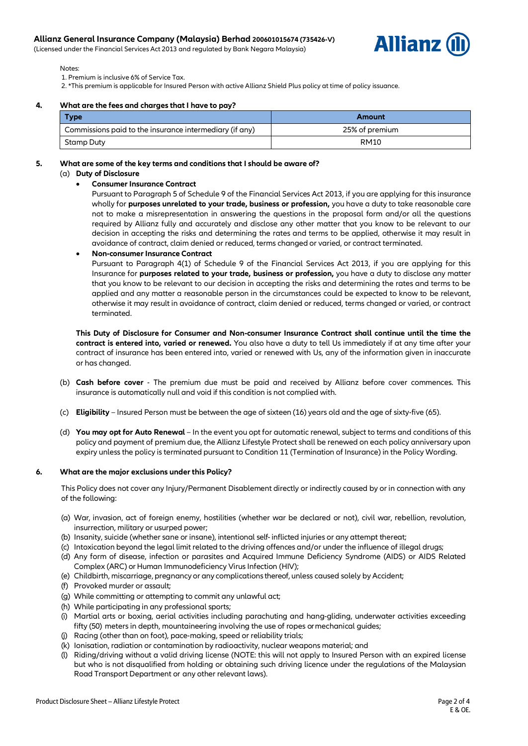Notes:

1. Premium is inclusive 6% of Service Tax.
2. *This premium is applicable for Insured Person with active Allianz Shield Plus policy at time of policy issuance.

## 4. What are the fees and charges that I have to pay?

| Type | Amount |
|---|---|
| Commissions paid to the insurance intermediary (if any) | 25% of premium |
| Stamp Duty | RM10 |

## 5. What are some of the key terms and conditions that I should be aware of?

(a) **Duty of Disclosure**

- **Consumer Insurance Contract**
  Pursuant to Paragraph 5 of Schedule 9 of the Financial Services Act 2013, if you are applying for this insurance wholly for **purposes unrelated to your trade, business or profession,** you have a duty to take reasonable care not to make a misrepresentation in answering the questions in the proposal form and/or all the questions required by Allianz fully and accurately and disclose any other matter that you know to be relevant to our decision in accepting the risks and determining the rates and terms to be applied, otherwise it may result in avoidance of contract, claim denied or reduced, terms changed or varied, or contract terminated.
- **Non-consumer Insurance Contract**
  Pursuant to Paragraph 4(1) of Schedule 9 of the Financial Services Act 2013, if you are applying for this Insurance for **purposes related to your trade, business or profession,** you have a duty to disclose any matter that you know to be relevant to our decision in accepting the risks and determining the rates and terms to be applied and any matter a reasonable person in the circumstances could be expected to know to be relevant, otherwise it may result in avoidance of contract, claim denied or reduced, terms changed or varied, or contract terminated.

**This Duty of Disclosure for Consumer and Non-consumer Insurance Contract shall continue until the time the contract is entered into, varied or renewed.** You also have a duty to tell Us immediately if at any time after your contract of insurance has been entered into, varied or renewed with Us, any of the information given in inaccurate or has changed.

(b) **Cash before cover** - The premium due must be paid and received by Allianz before cover commences. This insurance is automatically null and void if this condition is not complied with.

(c) **Eligibility** – Insured Person must be between the age of sixteen (16) years old and the age of sixty-five (65).

(d) **You may opt for Auto Renewal** – In the event you opt for automatic renewal, subject to terms and conditions of this policy and payment of premium due, the Allianz Lifestyle Protect shall be renewed on each policy anniversary upon expiry unless the policy is terminated pursuant to Condition 11 (Termination of Insurance) in the Policy Wording.

## 6. What are the major exclusions under this Policy?

This Policy does not cover any Injury/Permanent Disablement directly or indirectly caused by or in connection with any of the following:

(a) War, invasion, act of foreign enemy, hostilities (whether war be declared or not), civil war, rebellion, revolution, insurrection, military or usurped power;
(b) Insanity, suicide (whether sane or insane), intentional self- inflicted injuries or any attempt thereat;
(c) Intoxication beyond the legal limit related to the driving offences and/or under the influence of illegal drugs;
(d) Any form of disease, infection or parasites and Acquired Immune Deficiency Syndrome (AIDS) or AIDS Related Complex (ARC) or Human Immunodeficiency Virus Infection (HIV);
(e) Childbirth, miscarriage, pregnancy or any complications thereof, unless caused solely by Accident;
(f) Provoked murder or assault;
(g) While committing or attempting to commit any unlawful act;
(h) While participating in any professional sports;
(i) Martial arts or boxing, aerial activities including parachuting and hang-gliding, underwater activities exceeding fifty (50) meters in depth, mountaineering involving the use of ropes or mechanical guides;
(j) Racing (other than on foot), pace-making, speed or reliability trials;
(k) Ionisation, radiation or contamination by radioactivity, nuclear weapons material; and
(l) Riding/driving without a valid driving license (NOTE: this will not apply to Insured Person with an expired license but who is not disqualified from holding or obtaining such driving licence under the regulations of the Malaysian Road Transport Department or any other relevant laws).

E & OE.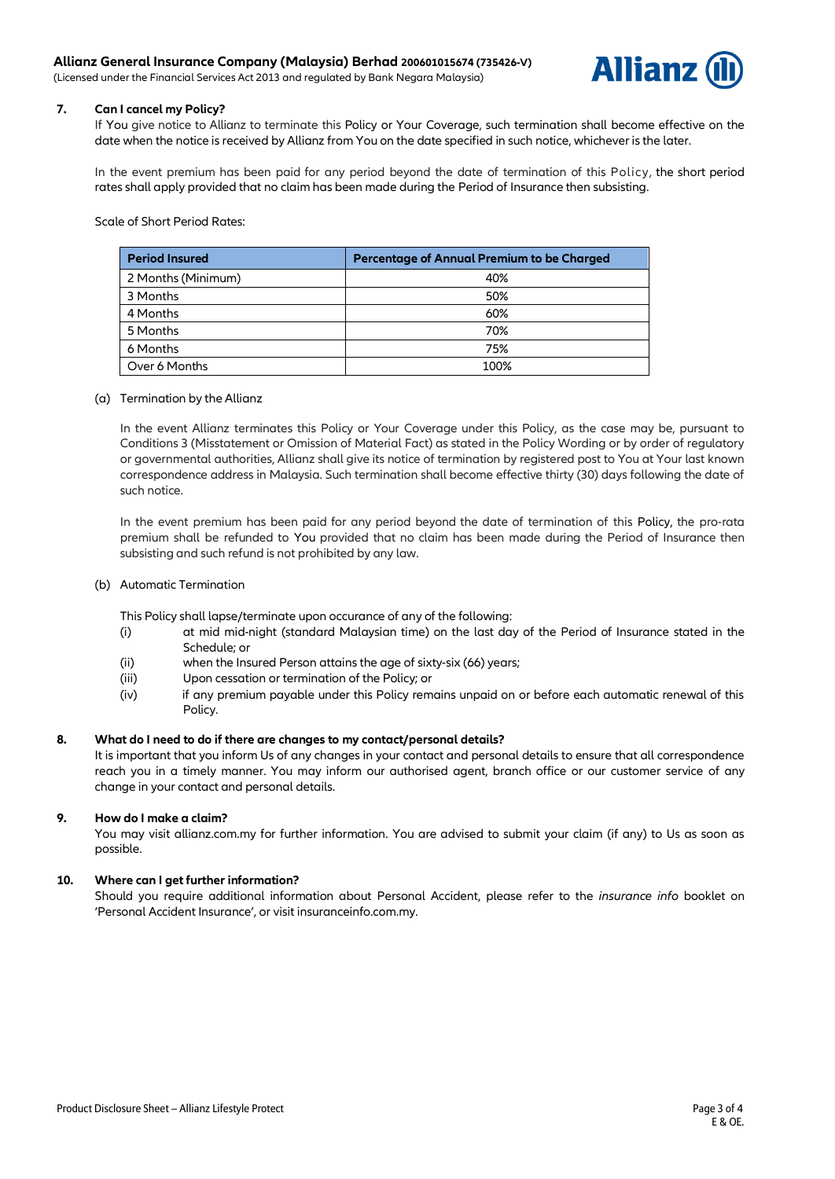**7. Can I cancel my Policy?**

If You give notice to Allianz to terminate this Policy or Your Coverage, such termination shall become effective on the date when the notice is received by Allianz from You on the date specified in such notice, whichever is the later.

In the event premium has been paid for any period beyond the date of termination of this Policy, the short period rates shall apply provided that no claim has been made during the Period of Insurance then subsisting.

Scale of Short Period Rates:

| Period Insured | Percentage of Annual Premium to be Charged |
|---|---|
| 2 Months (Minimum) | 40% |
| 3 Months | 50% |
| 4 Months | 60% |
| 5 Months | 70% |
| 6 Months | 75% |
| Over 6 Months | 100% |

(a) Termination by the Allianz

In the event Allianz terminates this Policy or Your Coverage under this Policy, as the case may be, pursuant to Conditions 3 (Misstatement or Omission of Material Fact) as stated in the Policy Wording or by order of regulatory or governmental authorities, Allianz shall give its notice of termination by registered post to You at Your last known correspondence address in Malaysia. Such termination shall become effective thirty (30) days following the date of such notice.

In the event premium has been paid for any period beyond the date of termination of this Policy, the pro-rata premium shall be refunded to You provided that no claim has been made during the Period of Insurance then subsisting and such refund is not prohibited by any law.

(b) Automatic Termination

This Policy shall lapse/terminate upon occurance of any of the following:

(i) at mid mid-night (standard Malaysian time) on the last day of the Period of Insurance stated in the Schedule; or
(ii) when the Insured Person attains the age of sixty-six (66) years;
(iii) Upon cessation or termination of the Policy; or
(iv) if any premium payable under this Policy remains unpaid on or before each automatic renewal of this Policy.

**8. What do I need to do if there are changes to my contact/personal details?**

It is important that you inform Us of any changes in your contact and personal details to ensure that all correspondence reach you in a timely manner. You may inform our authorised agent, branch office or our customer service of any change in your contact and personal details.

**9. How do I make a claim?**

You may visit allianz.com.my for further information. You are advised to submit your claim (if any) to Us as soon as possible.

**10. Where can I get further information?**

Should you require additional information about Personal Accident, please refer to the *insurance info* booklet on 'Personal Accident Insurance', or visit insuranceinfo.com.my.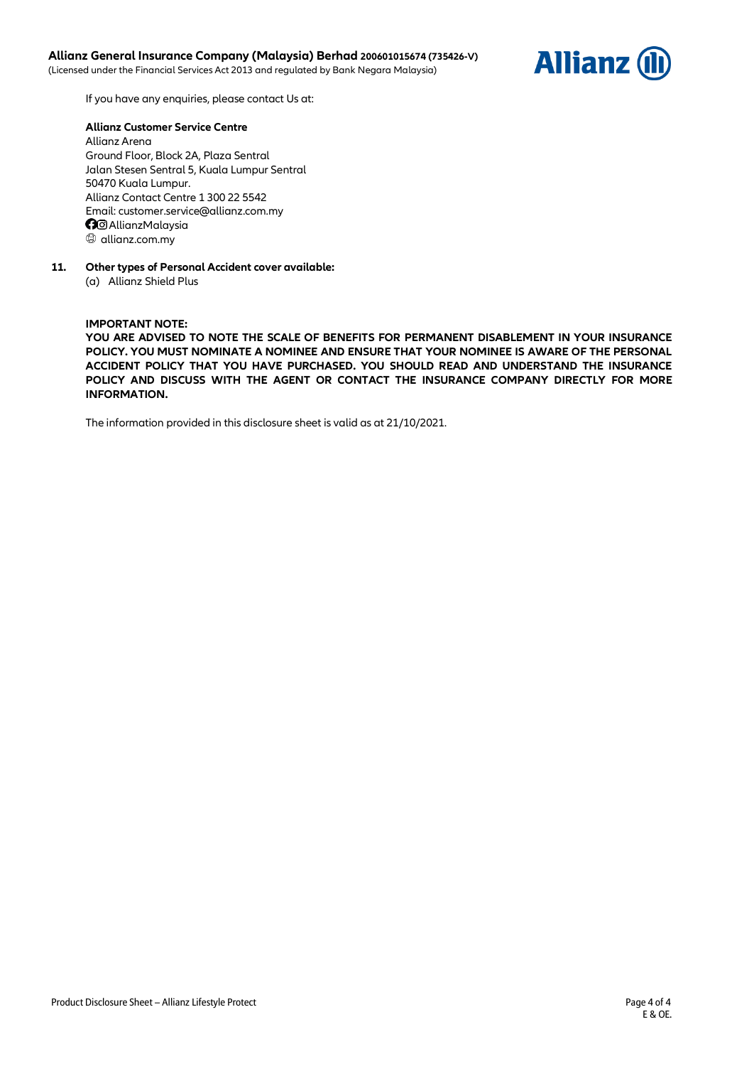If you have any enquiries, please contact Us at:

**Allianz Customer Service Centre**
Allianz Arena
Ground Floor, Block 2A, Plaza Sentral
Jalan Stesen Sentral 5, Kuala Lumpur Sentral
50470 Kuala Lumpur.
Allianz Contact Centre 1 300 22 5542
Email: customer.service@allianz.com.my
AllianzMalaysia
allianz.com.my

**11. Other types of Personal Accident cover available:**

(a) Allianz Shield Plus

**IMPORTANT NOTE:**
**YOU ARE ADVISED TO NOTE THE SCALE OF BENEFITS FOR PERMANENT DISABLEMENT IN YOUR INSURANCE POLICY. YOU MUST NOMINATE A NOMINEE AND ENSURE THAT YOUR NOMINEE IS AWARE OF THE PERSONAL ACCIDENT POLICY THAT YOU HAVE PURCHASED. YOU SHOULD READ AND UNDERSTAND THE INSURANCE POLICY AND DISCUSS WITH THE AGENT OR CONTACT THE INSURANCE COMPANY DIRECTLY FOR MORE INFORMATION.**

The information provided in this disclosure sheet is valid as at 21/10/2021.

E & OE.